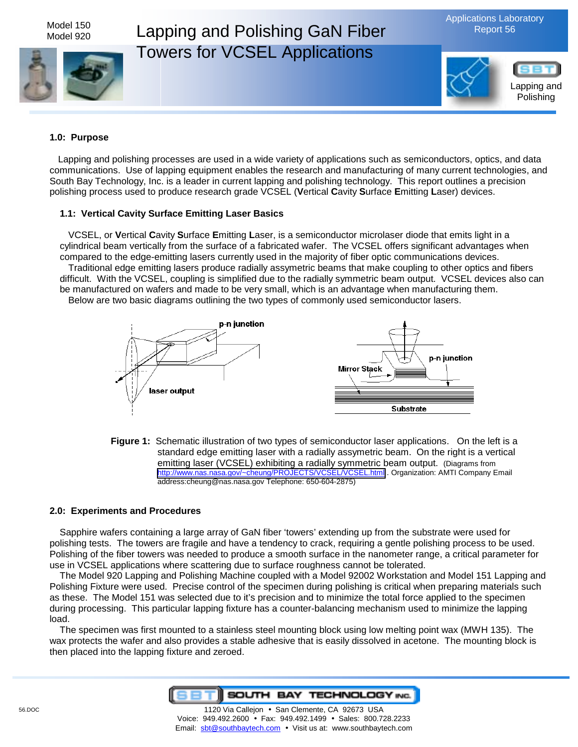Model 150
Model 920

# Lapping and Polishing GaN Fiber Towers for VCSEL Applications

Applications Laboratory Report 56

Lapping and Polishing

## 1.0: Purpose

Lapping and polishing processes are used in a wide variety of applications such as semiconductors, optics, and data communications. Use of lapping equipment enables the research and manufacturing of many current technologies, and South Bay Technology, Inc. is a leader in current lapping and polishing technology. This report outlines a precision polishing process used to produce research grade VCSEL (**V**ertical **C**avity **S**urface **E**mitting **L**aser) devices.

### 1.1: Vertical Cavity Surface Emitting Laser Basics

VCSEL, or **V**ertical **C**avity **S**urface **E**mitting **L**aser, is a semiconductor microlaser diode that emits light in a cylindrical beam vertically from the surface of a fabricated wafer. The VCSEL offers significant advantages when compared to the edge-emitting lasers currently used in the majority of fiber optic communications devices.

Traditional edge emitting lasers produce radially assymetric beams that make coupling to other optics and fibers difficult. With the VCSEL, coupling is simplified due to the radially symmetric beam output. VCSEL devices also can be manufactured on wafers and made to be very small, which is an advantage when manufacturing them.

Below are two basic diagrams outlining the two types of commonly used semiconductor lasers.

p-n junction

laser output

p-n junction

Mirror Stack

Substrate

**Figure 1:** Schematic illustration of two types of semiconductor laser applications. On the left is a standard edge emitting laser with a radially assymetric beam. On the right is a vertical emitting laser (VCSEL) exhibiting a radially symmetric beam output. (Diagrams from http://www.nas.nasa.gov/~cheung/PROJECTS/VCSEL/VCSEL.html . Organization: AMTI Company Email address:cheung@nas.nasa.gov Telephone: 650-604-2875)

## 2.0: Experiments and Procedures

Sapphire wafers containing a large array of GaN fiber 'towers' extending up from the substrate were used for polishing tests. The towers are fragile and have a tendency to crack, requiring a gentle polishing process to be used. Polishing of the fiber towers was needed to produce a smooth surface in the nanometer range, a critical parameter for use in VCSEL applications where scattering due to surface roughness cannot be tolerated.

The Model 920 Lapping and Polishing Machine coupled with a Model 92002 Workstation and Model 151 Lapping and Polishing Fixture were used. Precise control of the specimen during polishing is critical when preparing materials such as these. The Model 151 was selected due to it's precision and to minimize the total force applied to the specimen during processing. This particular lapping fixture has a counter-balancing mechanism used to minimize the lapping load.

The specimen was first mounted to a stainless steel mounting block using low melting point wax (MWH 135). The wax protects the wafer and also provides a stable adhesive that is easily dissolved in acetone. The mounting block is then placed into the lapping fixture and zeroed.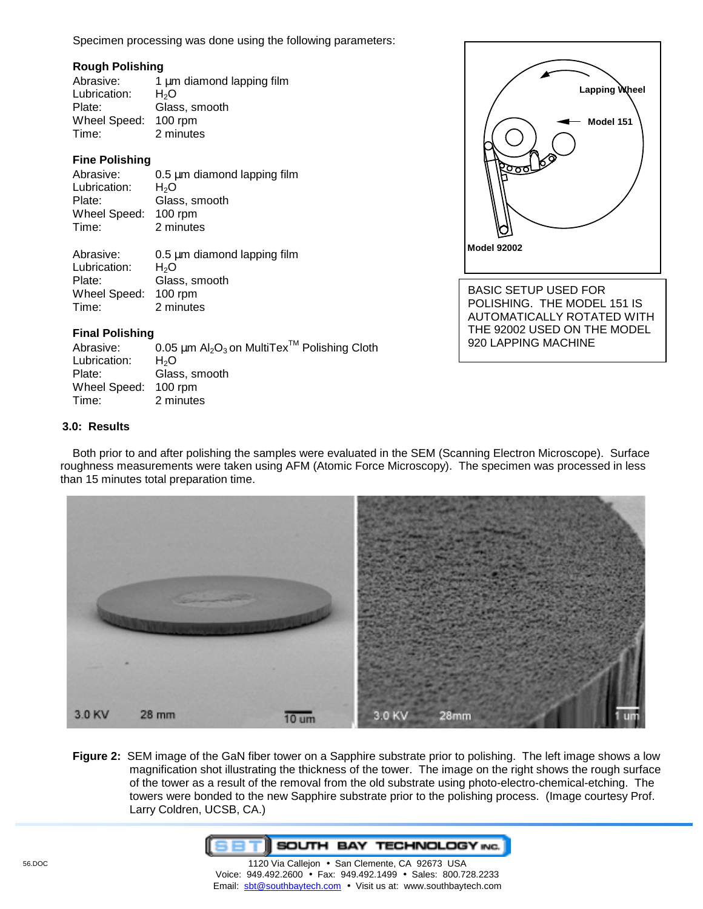Specimen processing was done using the following parameters:

**Rough Polishing**

Abrasive: 1 µm diamond lapping film
Lubrication: $H_2O$
Plate: Glass, smooth
Wheel Speed: 100 rpm
Time: 2 minutes

**Fine Polishing**

Abrasive: 0.5 µm diamond lapping film
Lubrication: $H_2O$
Plate: Glass, smooth
Wheel Speed: 100 rpm
Time: 2 minutes

Abrasive: 0.5 µm diamond lapping film
Lubrication: $H_2O$
Plate: Glass, smooth
Wheel Speed: 100 rpm
Time: 2 minutes

**Final Polishing**

Abrasive: 0.05 µm $Al_2O_3$ on MultiTex™ Polishing Cloth
Lubrication: $H_2O$
Plate: Glass, smooth
Wheel Speed: 100 rpm
Time: 2 minutes

BASIC SETUP USED FOR POLISHING. THE MODEL 151 IS AUTOMATICALLY ROTATED WITH THE 92002 USED ON THE MODEL 920 LAPPING MACHINE

## 3.0: Results

Both prior to and after polishing the samples were evaluated in the SEM (Scanning Electron Microscope). Surface roughness measurements were taken using AFM (Atomic Force Microscopy). The specimen was processed in less than 15 minutes total preparation time.

**Figure 2:** SEM image of the GaN fiber tower on a Sapphire substrate prior to polishing. The left image shows a low magnification shot illustrating the thickness of the tower. The image on the right shows the rough surface of the tower as a result of the removal from the old substrate using photo-electro-chemical-etching. The towers were bonded to the new Sapphire substrate prior to the polishing process. (Image courtesy Prof. Larry Coldren, UCSB, CA.)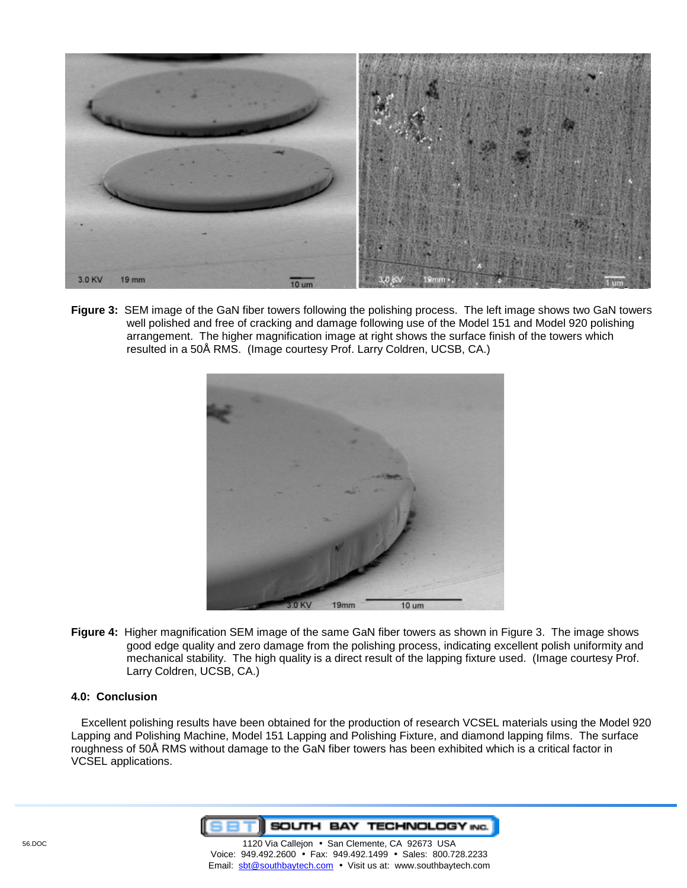**Figure 3:** SEM image of the GaN fiber towers following the polishing process. The left image shows two GaN towers well polished and free of cracking and damage following use of the Model 151 and Model 920 polishing arrangement. The higher magnification image at right shows the surface finish of the towers which resulted in a 50Å RMS. (Image courtesy Prof. Larry Coldren, UCSB, CA.)

**Figure 4:** Higher magnification SEM image of the same GaN fiber towers as shown in Figure 3. The image shows good edge quality and zero damage from the polishing process, indicating excellent polish uniformity and mechanical stability. The high quality is a direct result of the lapping fixture used. (Image courtesy Prof. Larry Coldren, UCSB, CA.)

#### 4.0: Conclusion

Excellent polishing results have been obtained for the production of research VCSEL materials using the Model 920 Lapping and Polishing Machine, Model 151 Lapping and Polishing Fixture, and diamond lapping films. The surface roughness of 50Å RMS without damage to the GaN fiber towers has been exhibited which is a critical factor in VCSEL applications.

SOUTH BAY TECHNOLOGY INC.

1120 Via Callejon • San Clemente, CA 92673 USA

Voice: 949.492.2600 • Fax: 949.492.1499 • Sales: 800.728.2233

Email: sbt@southbaytech.com • Visit us at: www.southbaytech.com